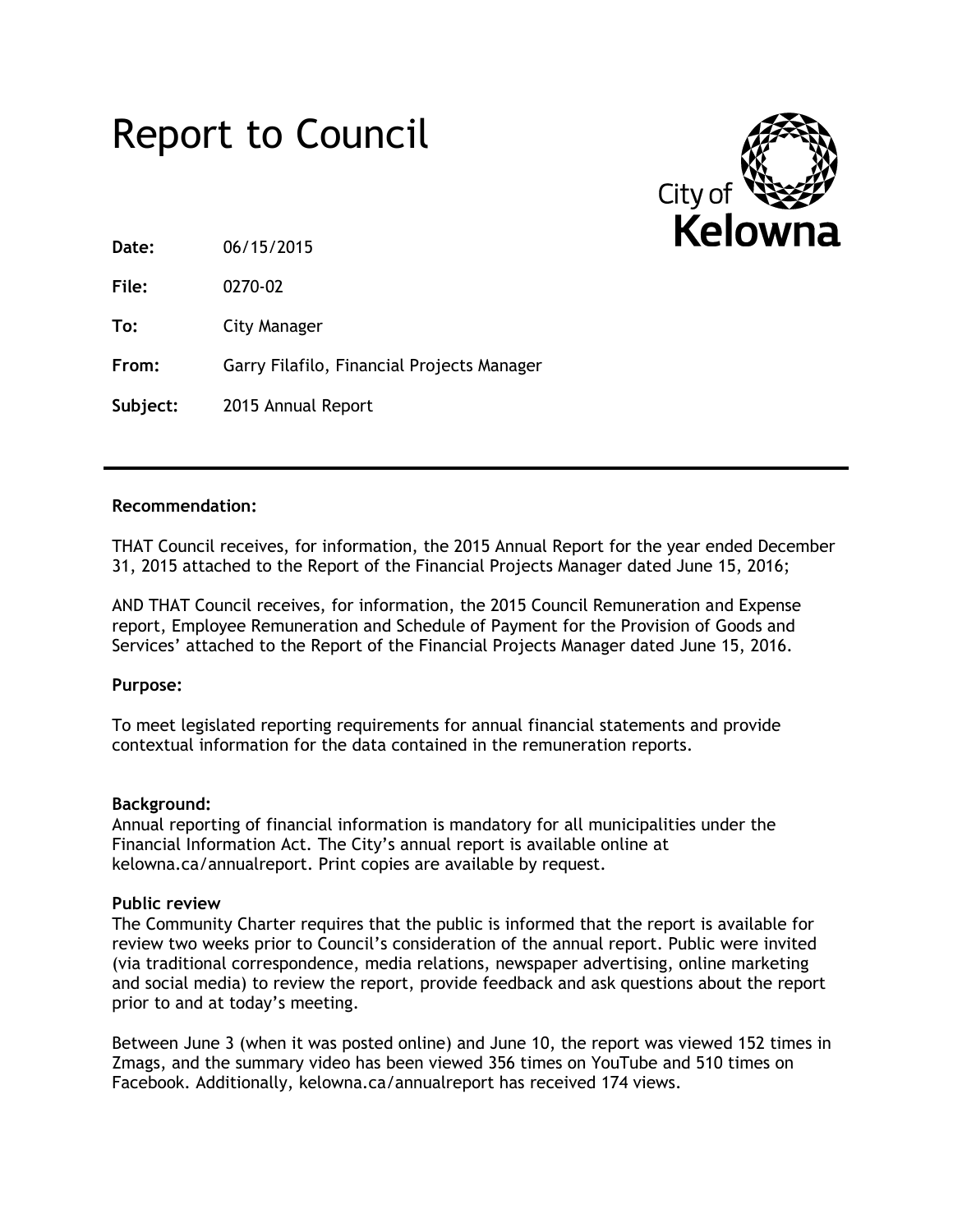# Report to Council

**Date:** 06/15/2015

**File:** 0270-02

**To:** City Manager

**From:** Garry Filafilo, Financial Projects Manager

**Subject:** 2015 Annual Report

---

**Recommendation:**

THAT Council receives, for information, the 2015 Annual Report for the year ended December 31, 2015 attached to the Report of the Financial Projects Manager dated June 15, 2016;

AND THAT Council receives, for information, the 2015 Council Remuneration and Expense report, Employee Remuneration and Schedule of Payment for the Provision of Goods and Services' attached to the Report of the Financial Projects Manager dated June 15, 2016.

**Purpose:**

To meet legislated reporting requirements for annual financial statements and provide contextual information for the data contained in the remuneration reports.

**Background:**

Annual reporting of financial information is mandatory for all municipalities under the Financial Information Act. The City's annual report is available online at kelowna.ca/annualreport. Print copies are available by request.

**Public review**

The Community Charter requires that the public is informed that the report is available for review two weeks prior to Council's consideration of the annual report. Public were invited (via traditional correspondence, media relations, newspaper advertising, online marketing and social media) to review the report, provide feedback and ask questions about the report prior to and at today's meeting.

Between June 3 (when it was posted online) and June 10, the report was viewed 152 times in Zmags, and the summary video has been viewed 356 times on YouTube and 510 times on Facebook. Additionally, kelowna.ca/annualreport has received 174 views.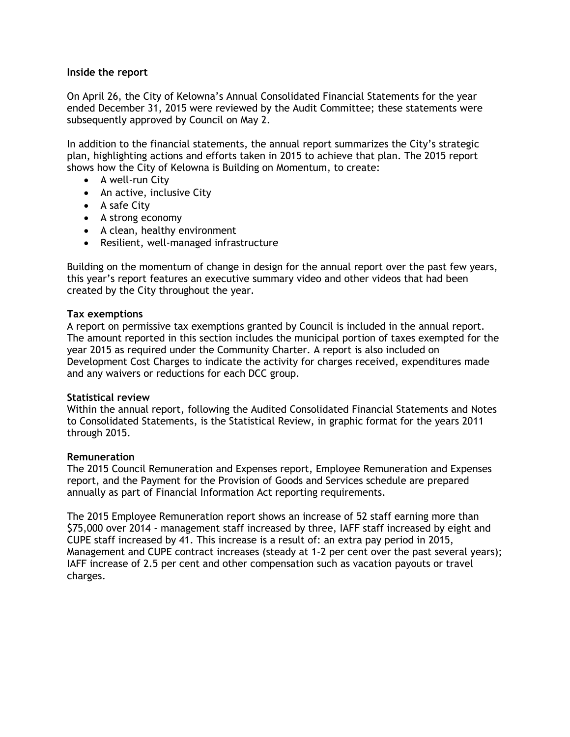**Inside the report**

On April 26, the City of Kelowna's Annual Consolidated Financial Statements for the year ended December 31, 2015 were reviewed by the Audit Committee; these statements were subsequently approved by Council on May 2.

In addition to the financial statements, the annual report summarizes the City's strategic plan, highlighting actions and efforts taken in 2015 to achieve that plan. The 2015 report shows how the City of Kelowna is Building on Momentum, to create:

- A well-run City
- An active, inclusive City
- A safe City
- A strong economy
- A clean, healthy environment
- Resilient, well-managed infrastructure

Building on the momentum of change in design for the annual report over the past few years, this year's report features an executive summary video and other videos that had been created by the City throughout the year.

**Tax exemptions**

A report on permissive tax exemptions granted by Council is included in the annual report. The amount reported in this section includes the municipal portion of taxes exempted for the year 2015 as required under the Community Charter. A report is also included on Development Cost Charges to indicate the activity for charges received, expenditures made and any waivers or reductions for each DCC group.

**Statistical review**

Within the annual report, following the Audited Consolidated Financial Statements and Notes to Consolidated Statements, is the Statistical Review, in graphic format for the years 2011 through 2015.

**Remuneration**

The 2015 Council Remuneration and Expenses report, Employee Remuneration and Expenses report, and the Payment for the Provision of Goods and Services schedule are prepared annually as part of Financial Information Act reporting requirements.

The 2015 Employee Remuneration report shows an increase of 52 staff earning more than $75,000 over 2014 - management staff increased by three, IAFF staff increased by eight and CUPE staff increased by 41. This increase is a result of: an extra pay period in 2015, Management and CUPE contract increases (steady at 1-2 per cent over the past several years); IAFF increase of 2.5 per cent and other compensation such as vacation payouts or travel charges.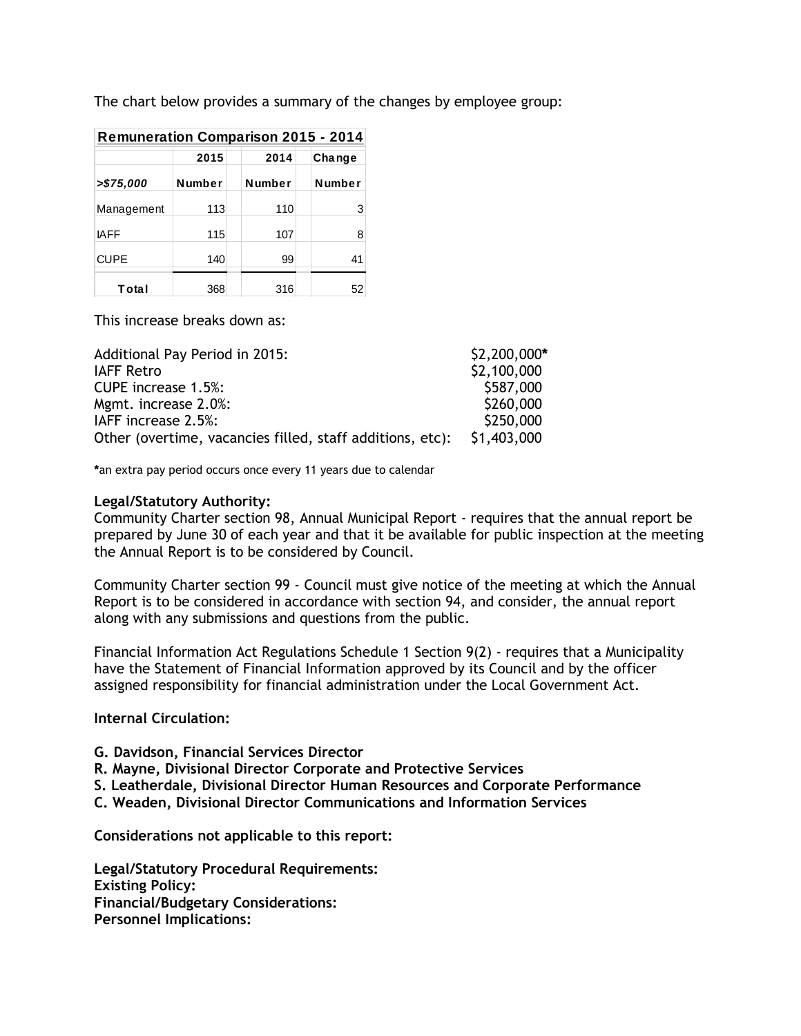The chart below provides a summary of the changes by employee group:

| Remuneration Comparison 2015 - 2014 | | | |
|---|---|---|---|
| | 2015 | 2014 | Change |
| *>$75,000* | Number | Number | Number |
| Management | 113 | 110 | 3 |
| IAFF | 115 | 107 | 8 |
| CUPE | 140 | 99 | 41 |
| **Total** | 368 | 316 | 52 |

This increase breaks down as:

| | |
|---|---|
| Additional Pay Period in 2015: | $2,200,000* |
| IAFF Retro | $2,100,000 |
| CUPE increase 1.5%: | $587,000 |
| Mgmt. increase 2.0%: | $260,000 |
| IAFF increase 2.5%: | $250,000 |
| Other (overtime, vacancies filled, staff additions, etc): | $1,403,000 |

***an extra pay period occurs once every 11 years due to calendar**

**Legal/Statutory Authority:**
Community Charter section 98, Annual Municipal Report - requires that the annual report be prepared by June 30 of each year and that it be available for public inspection at the meeting the Annual Report is to be considered by Council.

Community Charter section 99 - Council must give notice of the meeting at which the Annual Report is to be considered in accordance with section 94, and consider, the annual report along with any submissions and questions from the public.

Financial Information Act Regulations Schedule 1 Section 9(2) - requires that a Municipality have the Statement of Financial Information approved by its Council and by the officer assigned responsibility for financial administration under the Local Government Act.

**Internal Circulation:**

**G. Davidson, Financial Services Director**
**R. Mayne, Divisional Director Corporate and Protective Services**
**S. Leatherdale, Divisional Director Human Resources and Corporate Performance**
**C. Weaden, Divisional Director Communications and Information Services**

**Considerations not applicable to this report:**

**Legal/Statutory Procedural Requirements:**
**Existing Policy:**
**Financial/Budgetary Considerations:**
**Personnel Implications:**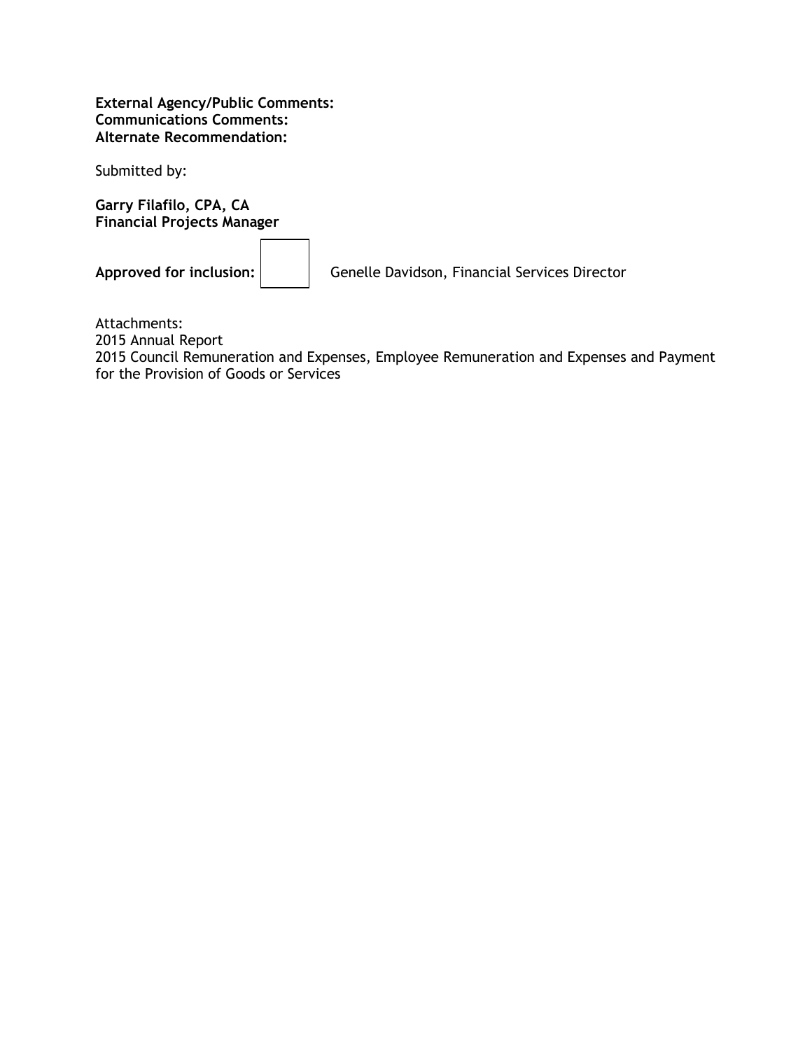**External Agency/Public Comments:**
**Communications Comments:**
**Alternate Recommendation:**

Submitted by:

**Garry Filafilo, CPA, CA**
**Financial Projects Manager**

**Approved for inclusion:** Genelle Davidson, Financial Services Director

Attachments:
2015 Annual Report
2015 Council Remuneration and Expenses, Employee Remuneration and Expenses and Payment for the Provision of Goods or Services